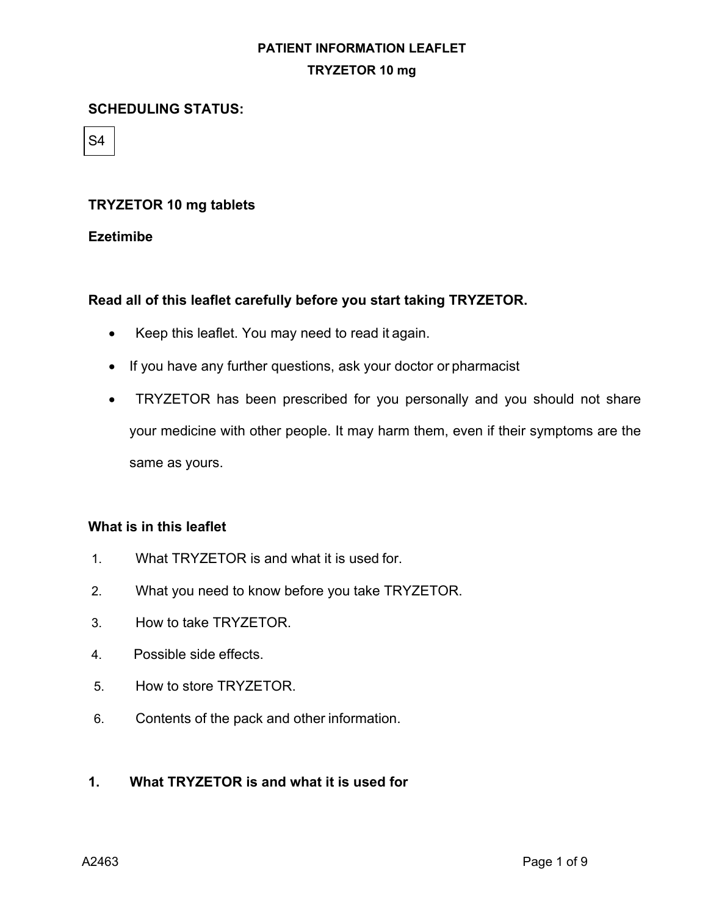**PATIENT INFORMATION LEAFLET**

**TRYZETOR 10 mg**

**SCHEDULING STATUS:**

S4

**TRYZETOR 10 mg tablets**

**Ezetimibe**

**Read all of this leaflet carefully before you start taking TRYZETOR.**

- Keep this leaflet. You may need to read it again.
- If you have any further questions, ask your doctor or pharmacist
- TRYZETOR has been prescribed for you personally and you should not share your medicine with other people. It may harm them, even if their symptoms are the same as yours.

**What is in this leaflet**

1. What TRYZETOR is and what it is used for.
2. What you need to know before you take TRYZETOR.
3. How to take TRYZETOR.
4. Possible side effects.
5. How to store TRYZETOR.
6. Contents of the pack and other information.

## 1. What TRYZETOR is and what it is used for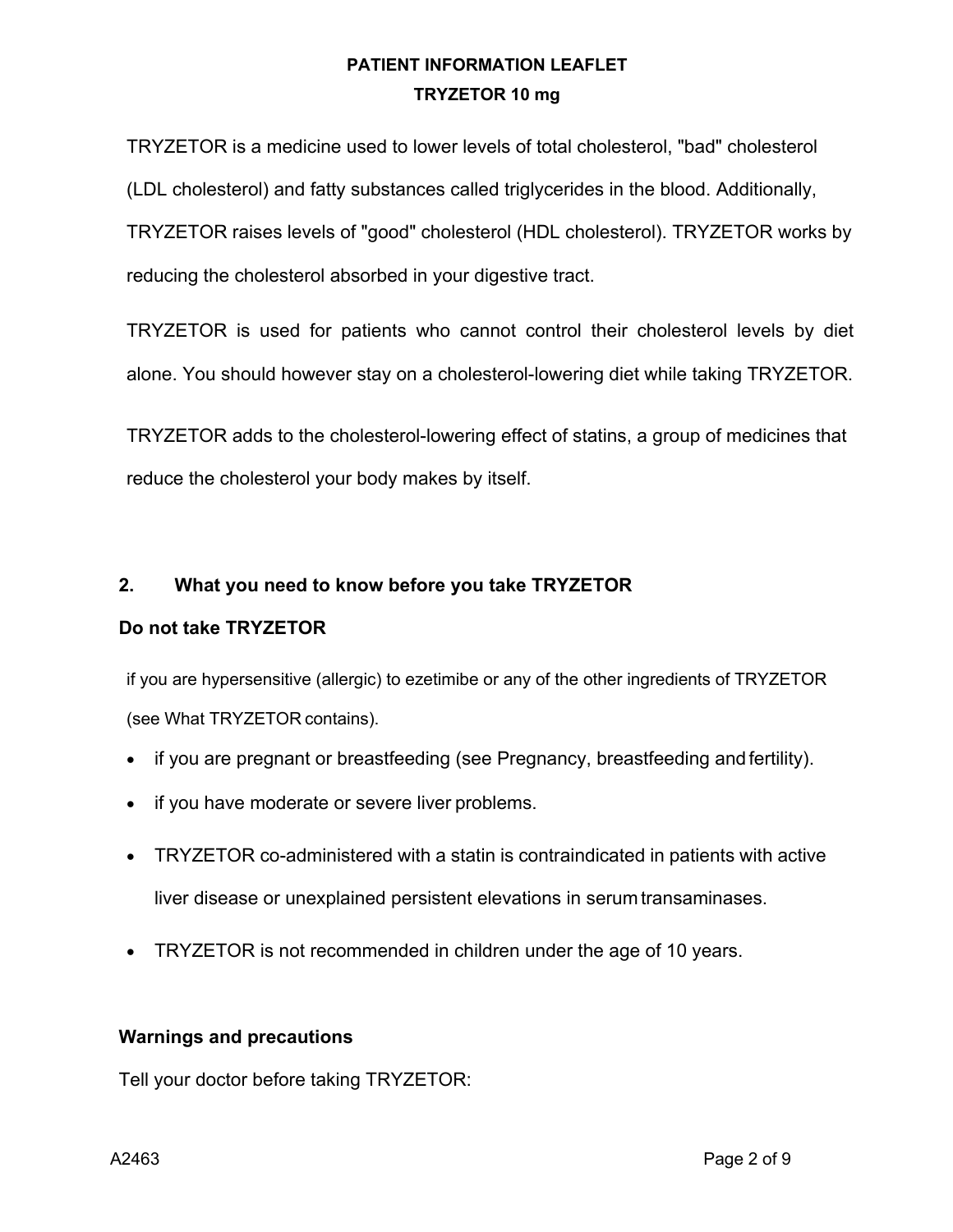TRYZETOR is a medicine used to lower levels of total cholesterol, "bad" cholesterol (LDL cholesterol) and fatty substances called triglycerides in the blood. Additionally, TRYZETOR raises levels of "good" cholesterol (HDL cholesterol). TRYZETOR works by reducing the cholesterol absorbed in your digestive tract.

TRYZETOR is used for patients who cannot control their cholesterol levels by diet alone. You should however stay on a cholesterol-lowering diet while taking TRYZETOR.

TRYZETOR adds to the cholesterol-lowering effect of statins, a group of medicines that reduce the cholesterol your body makes by itself.

## 2. What you need to know before you take TRYZETOR

### Do not take TRYZETOR

if you are hypersensitive (allergic) to ezetimibe or any of the other ingredients of TRYZETOR (see What TRYZETOR contains).

- if you are pregnant or breastfeeding (see Pregnancy, breastfeeding and fertility).
- if you have moderate or severe liver problems.
- TRYZETOR co-administered with a statin is contraindicated in patients with active liver disease or unexplained persistent elevations in serum transaminases.
- TRYZETOR is not recommended in children under the age of 10 years.

### Warnings and precautions

Tell your doctor before taking TRYZETOR: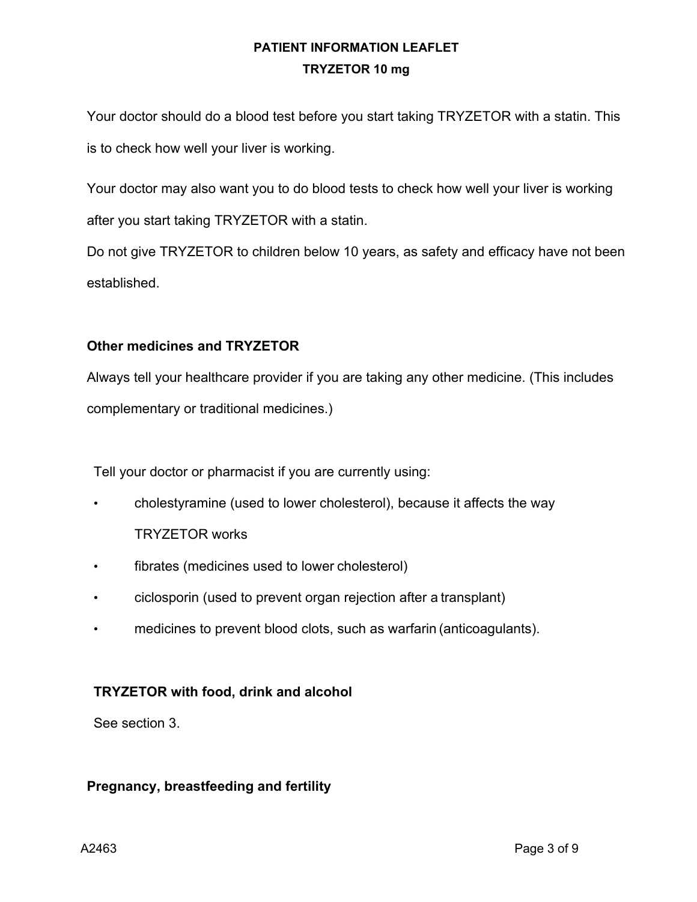Your doctor should do a blood test before you start taking TRYZETOR with a statin. This is to check how well your liver is working.

Your doctor may also want you to do blood tests to check how well your liver is working after you start taking TRYZETOR with a statin.

Do not give TRYZETOR to children below 10 years, as safety and efficacy have not been established.

### Other medicines and TRYZETOR

Always tell your healthcare provider if you are taking any other medicine. (This includes complementary or traditional medicines.)

Tell your doctor or pharmacist if you are currently using:

- cholestyramine (used to lower cholesterol), because it affects the way TRYZETOR works
- fibrates (medicines used to lower cholesterol)
- ciclosporin (used to prevent organ rejection after a transplant)
- medicines to prevent blood clots, such as warfarin (anticoagulants).

### TRYZETOR with food, drink and alcohol

See section 3.

### Pregnancy, breastfeeding and fertility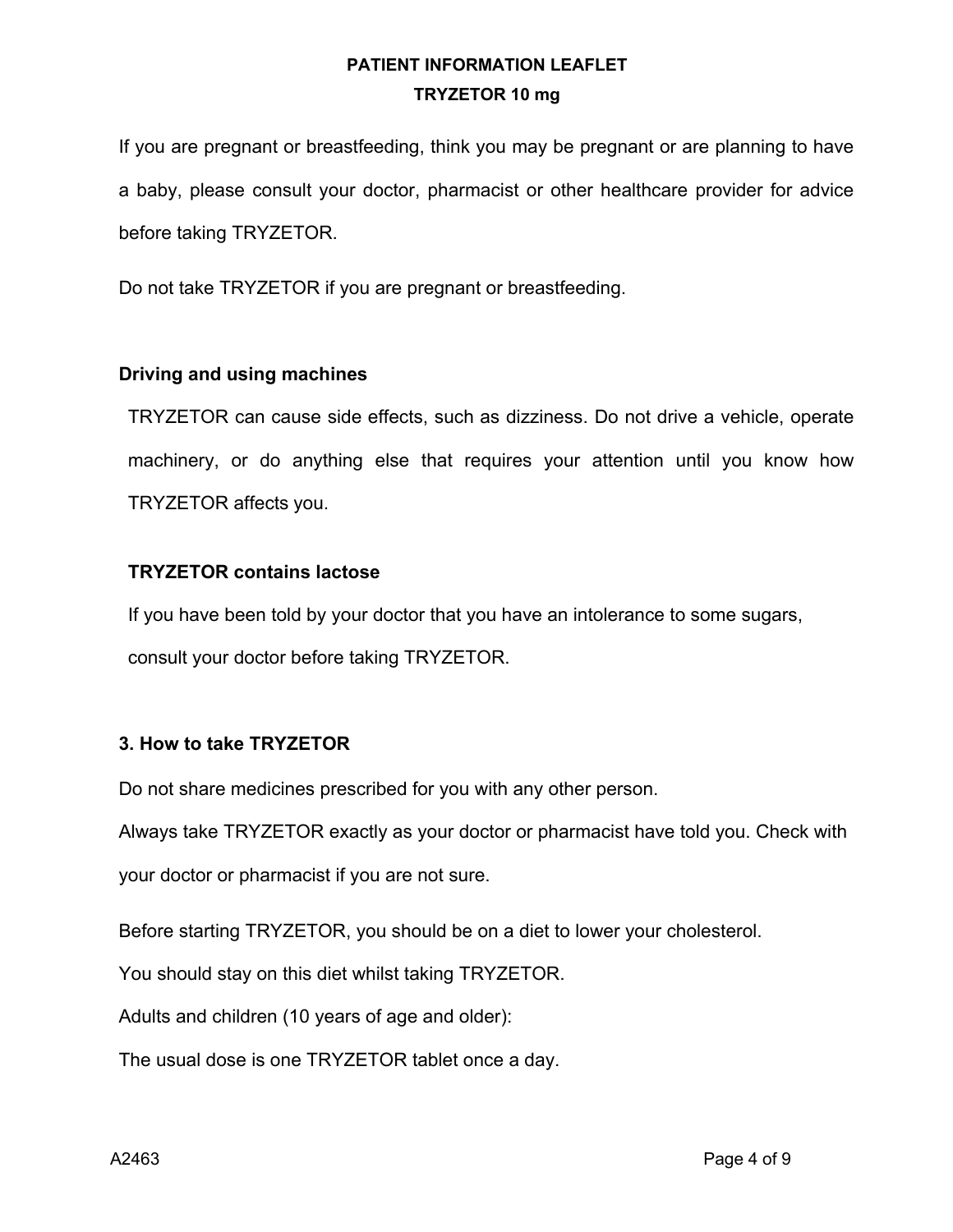If you are pregnant or breastfeeding, think you may be pregnant or are planning to have a baby, please consult your doctor, pharmacist or other healthcare provider for advice before taking TRYZETOR.

Do not take TRYZETOR if you are pregnant or breastfeeding.

**Driving and using machines**

TRYZETOR can cause side effects, such as dizziness. Do not drive a vehicle, operate machinery, or do anything else that requires your attention until you know how TRYZETOR affects you.

**TRYZETOR contains lactose**

If you have been told by your doctor that you have an intolerance to some sugars, consult your doctor before taking TRYZETOR.

## 3. How to take TRYZETOR

Do not share medicines prescribed for you with any other person.

Always take TRYZETOR exactly as your doctor or pharmacist have told you. Check with your doctor or pharmacist if you are not sure.

Before starting TRYZETOR, you should be on a diet to lower your cholesterol.

You should stay on this diet whilst taking TRYZETOR.

Adults and children (10 years of age and older):

The usual dose is one TRYZETOR tablet once a day.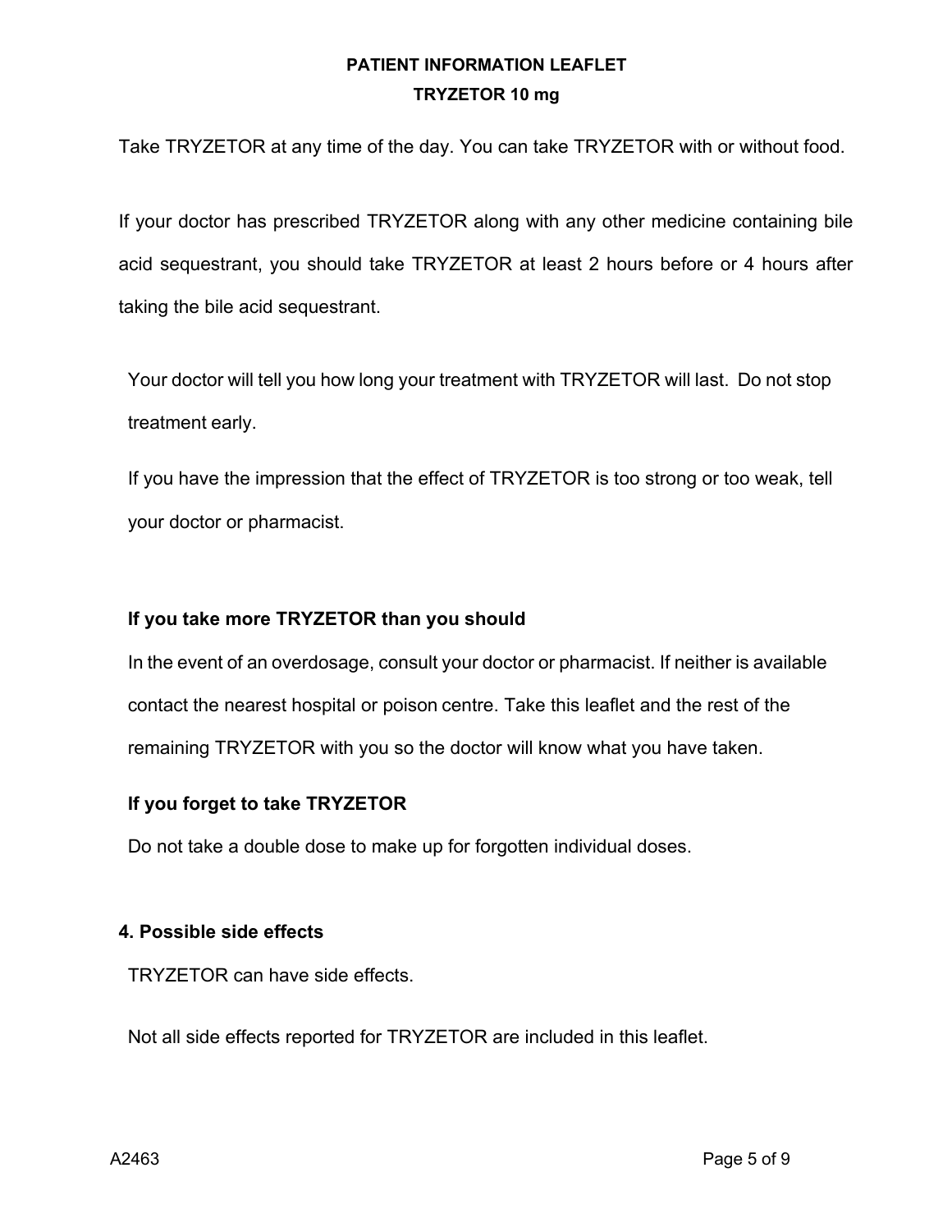Take TRYZETOR at any time of the day. You can take TRYZETOR with or without food.

If your doctor has prescribed TRYZETOR along with any other medicine containing bile acid sequestrant, you should take TRYZETOR at least 2 hours before or 4 hours after taking the bile acid sequestrant.

Your doctor will tell you how long your treatment with TRYZETOR will last. Do not stop treatment early.

If you have the impression that the effect of TRYZETOR is too strong or too weak, tell your doctor or pharmacist.

**If you take more TRYZETOR than you should**

In the event of an overdosage, consult your doctor or pharmacist. If neither is available contact the nearest hospital or poison centre. Take this leaflet and the rest of the remaining TRYZETOR with you so the doctor will know what you have taken.

**If you forget to take TRYZETOR**

Do not take a double dose to make up for forgotten individual doses.

## 4. Possible side effects

TRYZETOR can have side effects.

Not all side effects reported for TRYZETOR are included in this leaflet.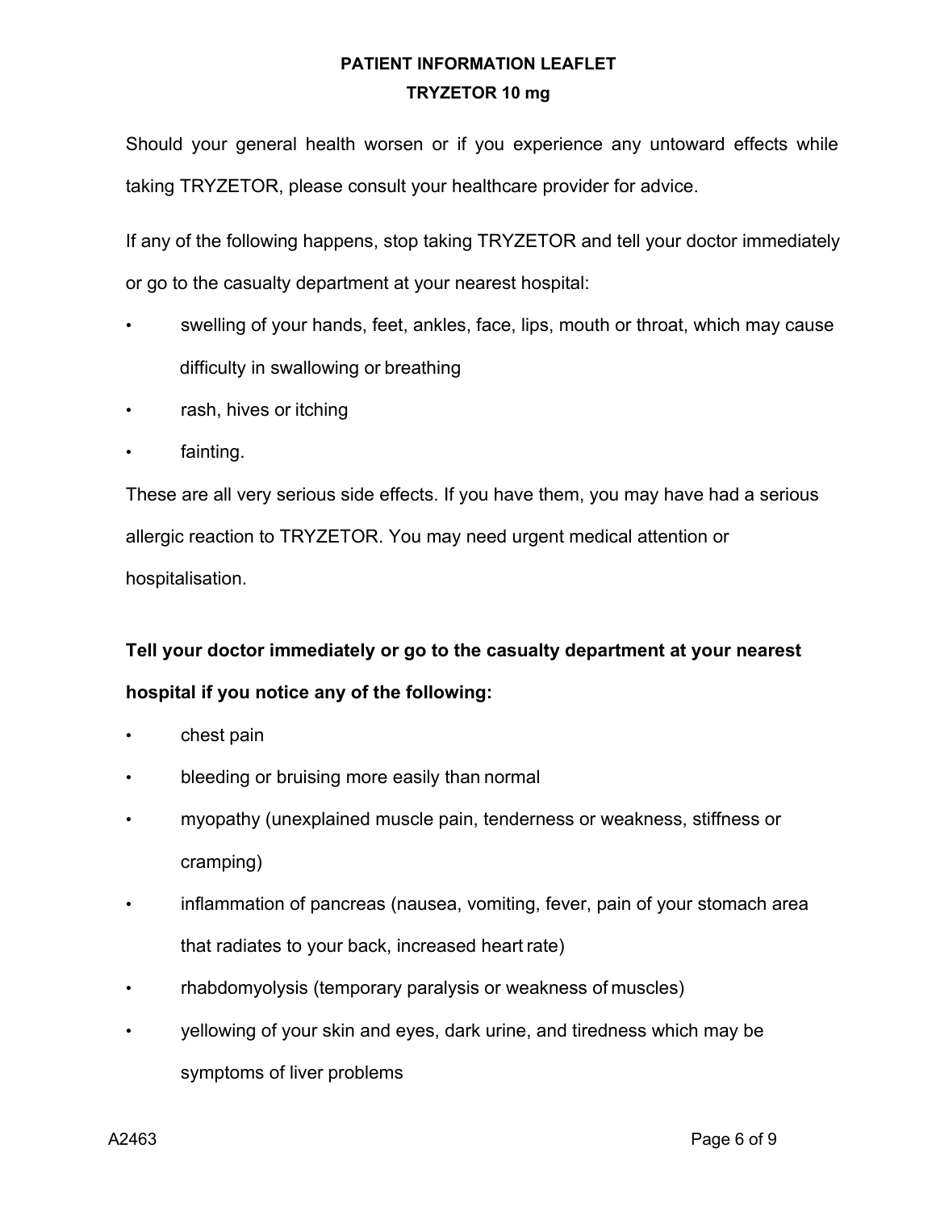Should your general health worsen or if you experience any untoward effects while taking TRYZETOR, please consult your healthcare provider for advice.

If any of the following happens, stop taking TRYZETOR and tell your doctor immediately or go to the casualty department at your nearest hospital:

- swelling of your hands, feet, ankles, face, lips, mouth or throat, which may cause difficulty in swallowing or breathing
- rash, hives or itching
- fainting.

These are all very serious side effects. If you have them, you may have had a serious allergic reaction to TRYZETOR. You may need urgent medical attention or hospitalisation.

**Tell your doctor immediately or go to the casualty department at your nearest hospital if you notice any of the following:**

- chest pain
- bleeding or bruising more easily than normal
- myopathy (unexplained muscle pain, tenderness or weakness, stiffness or cramping)
- inflammation of pancreas (nausea, vomiting, fever, pain of your stomach area that radiates to your back, increased heart rate)
- rhabdomyolysis (temporary paralysis or weakness of muscles)
- yellowing of your skin and eyes, dark urine, and tiredness which may be symptoms of liver problems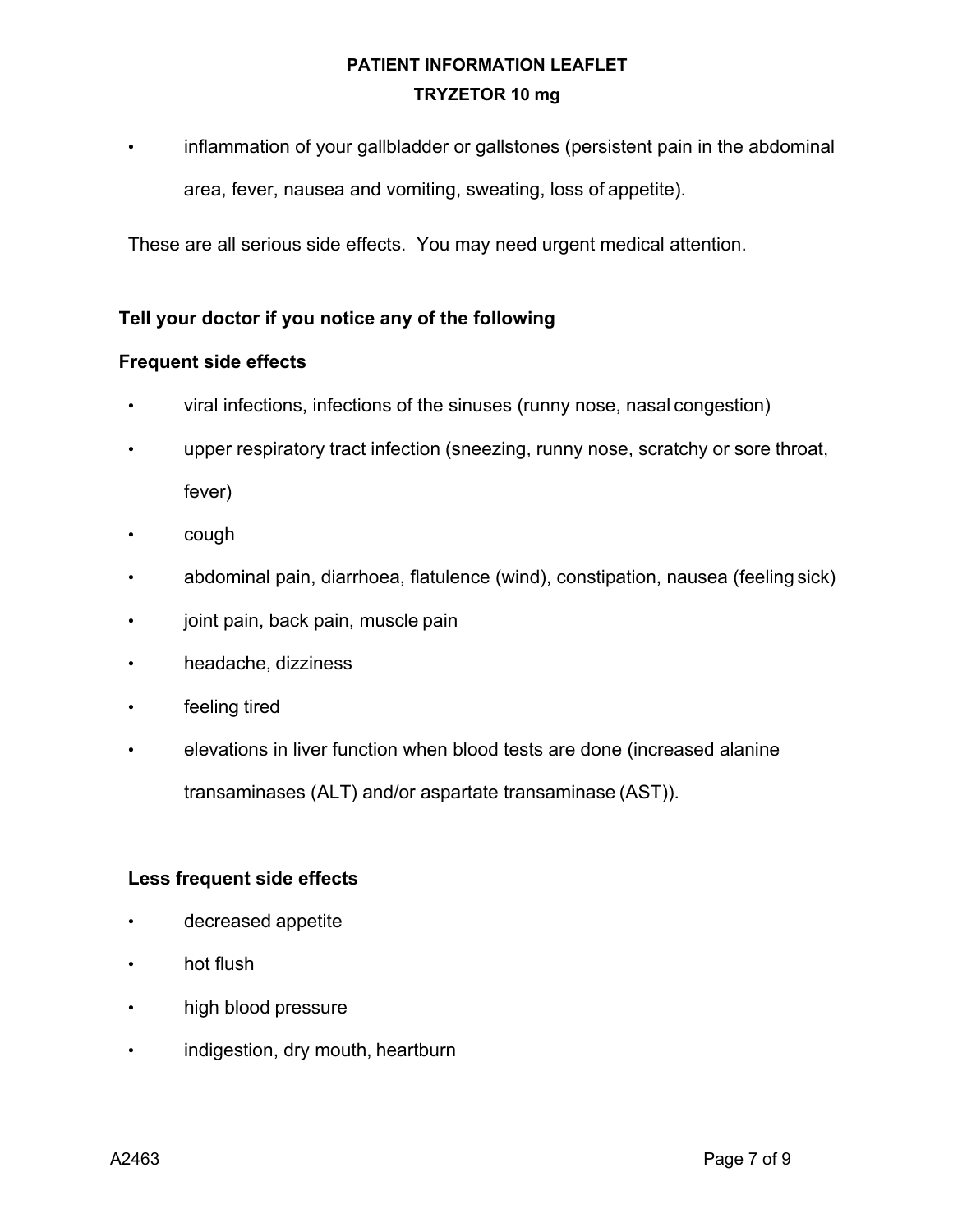- inflammation of your gallbladder or gallstones (persistent pain in the abdominal area, fever, nausea and vomiting, sweating, loss of appetite).

These are all serious side effects. You may need urgent medical attention.

**Tell your doctor if you notice any of the following**

**Frequent side effects**

- viral infections, infections of the sinuses (runny nose, nasal congestion)
- upper respiratory tract infection (sneezing, runny nose, scratchy or sore throat, fever)
- cough
- abdominal pain, diarrhoea, flatulence (wind), constipation, nausea (feeling sick)
- joint pain, back pain, muscle pain
- headache, dizziness
- feeling tired
- elevations in liver function when blood tests are done (increased alanine transaminases (ALT) and/or aspartate transaminase (AST)).

**Less frequent side effects**

- decreased appetite
- hot flush
- high blood pressure
- indigestion, dry mouth, heartburn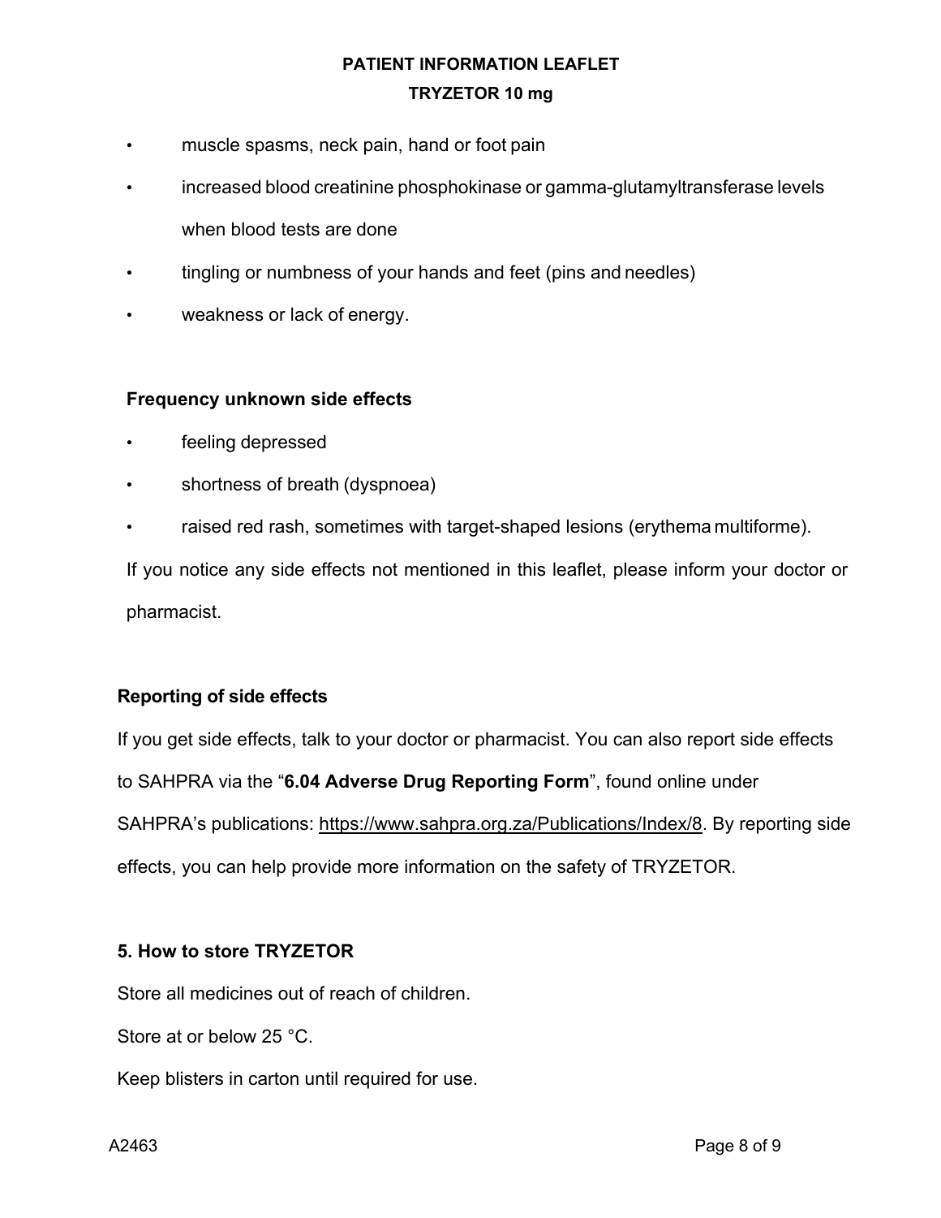- muscle spasms, neck pain, hand or foot pain
- increased blood creatinine phosphokinase or gamma-glutamyltransferase levels when blood tests are done
- tingling or numbness of your hands and feet (pins and needles)
- weakness or lack of energy.

**Frequency unknown side effects**

- feeling depressed
- shortness of breath (dyspnoea)
- raised red rash, sometimes with target-shaped lesions (erythema multiforme).

If you notice any side effects not mentioned in this leaflet, please inform your doctor or pharmacist.

**Reporting of side effects**

If you get side effects, talk to your doctor or pharmacist. You can also report side effects to SAHPRA via the "**6.04 Adverse Drug Reporting Form**", found online under SAHPRA's publications: https://www.sahpra.org.za/Publications/Index/8. By reporting side effects, you can help provide more information on the safety of TRYZETOR.

**5. How to store TRYZETOR**

Store all medicines out of reach of children.

Store at or below 25 °C.

Keep blisters in carton until required for use.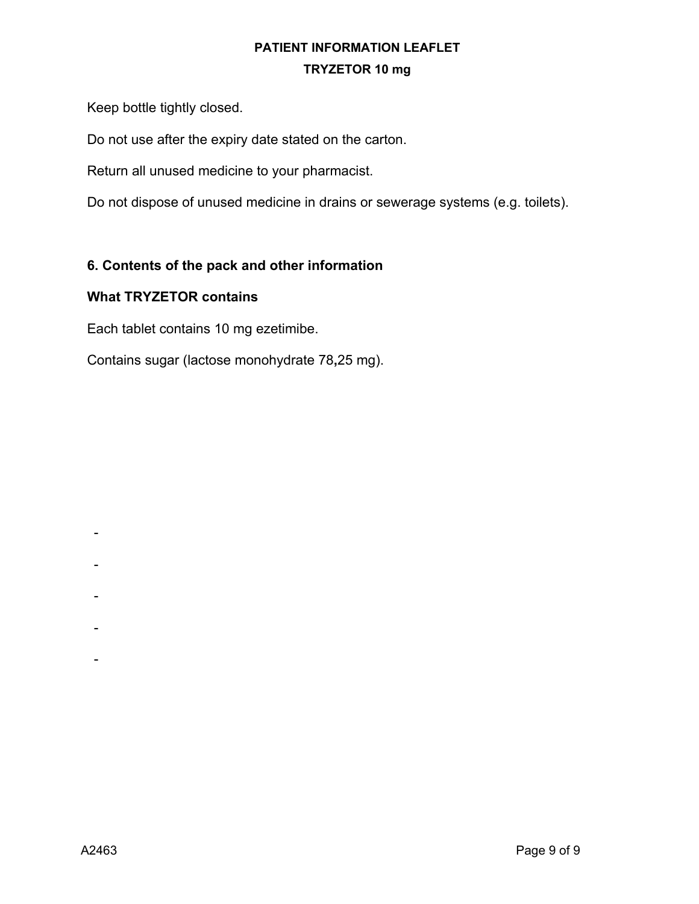Keep bottle tightly closed.

Do not use after the expiry date stated on the carton.

Return all unused medicine to your pharmacist.

Do not dispose of unused medicine in drains or sewerage systems (e.g. toilets).

## 6. Contents of the pack and other information

### What TRYZETOR contains

Each tablet contains 10 mg ezetimibe.

Contains sugar (lactose monohydrate 78,25 mg).

-
-
-
-
-